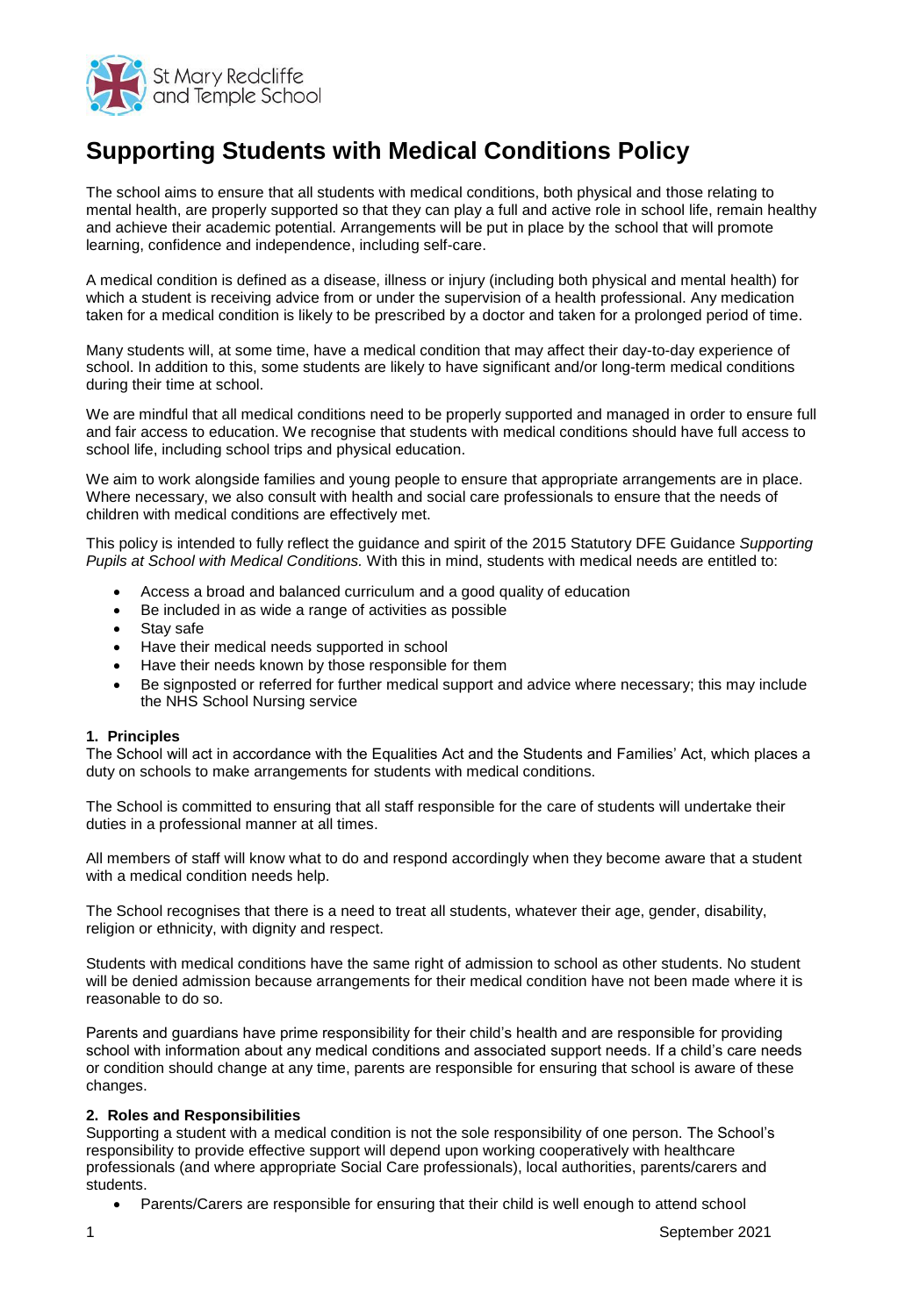St Mary Redcliffe and Temple School

# Supporting Students with Medical Conditions Policy

The school aims to ensure that all students with medical conditions, both physical and those relating to mental health, are properly supported so that they can play a full and active role in school life, remain healthy and achieve their academic potential. Arrangements will be put in place by the school that will promote learning, confidence and independence, including self-care.

A medical condition is defined as a disease, illness or injury (including both physical and mental health) for which a student is receiving advice from or under the supervision of a health professional. Any medication taken for a medical condition is likely to be prescribed by a doctor and taken for a prolonged period of time.

Many students will, at some time, have a medical condition that may affect their day-to-day experience of school. In addition to this, some students are likely to have significant and/or long-term medical conditions during their time at school.

We are mindful that all medical conditions need to be properly supported and managed in order to ensure full and fair access to education. We recognise that students with medical conditions should have full access to school life, including school trips and physical education.

We aim to work alongside families and young people to ensure that appropriate arrangements are in place. Where necessary, we also consult with health and social care professionals to ensure that the needs of children with medical conditions are effectively met.

This policy is intended to fully reflect the guidance and spirit of the 2015 Statutory DFE Guidance *Supporting Pupils at School with Medical Conditions.* With this in mind, students with medical needs are entitled to:

- Access a broad and balanced curriculum and a good quality of education
- Be included in as wide a range of activities as possible
- Stay safe
- Have their medical needs supported in school
- Have their needs known by those responsible for them
- Be signposted or referred for further medical support and advice where necessary; this may include the NHS School Nursing service

**1. Principles**

The School will act in accordance with the Equalities Act and the Students and Families' Act, which places a duty on schools to make arrangements for students with medical conditions.

The School is committed to ensuring that all staff responsible for the care of students will undertake their duties in a professional manner at all times.

All members of staff will know what to do and respond accordingly when they become aware that a student with a medical condition needs help.

The School recognises that there is a need to treat all students, whatever their age, gender, disability, religion or ethnicity, with dignity and respect.

Students with medical conditions have the same right of admission to school as other students. No student will be denied admission because arrangements for their medical condition have not been made where it is reasonable to do so.

Parents and guardians have prime responsibility for their child's health and are responsible for providing school with information about any medical conditions and associated support needs. If a child's care needs or condition should change at any time, parents are responsible for ensuring that school is aware of these changes.

**2. Roles and Responsibilities**

Supporting a student with a medical condition is not the sole responsibility of one person. The School's responsibility to provide effective support will depend upon working cooperatively with healthcare professionals (and where appropriate Social Care professionals), local authorities, parents/carers and students.

- Parents/Carers are responsible for ensuring that their child is well enough to attend school

September 2021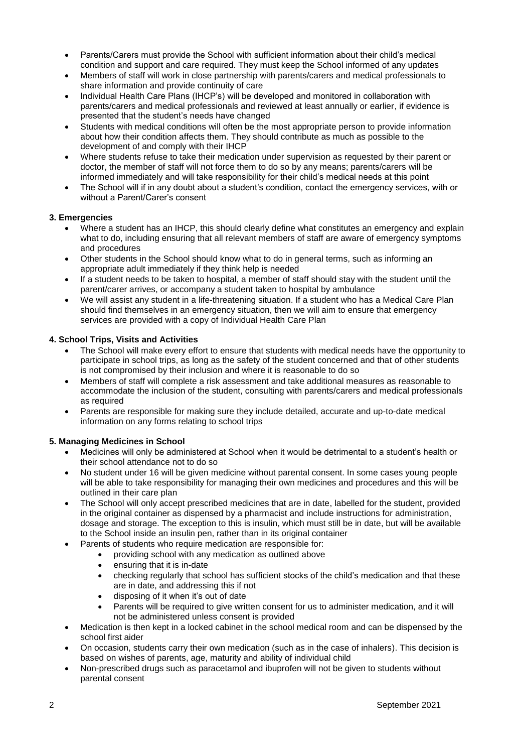- Parents/Carers must provide the School with sufficient information about their child's medical condition and support and care required. They must keep the School informed of any updates
- Members of staff will work in close partnership with parents/carers and medical professionals to share information and provide continuity of care
- Individual Health Care Plans (IHCP's) will be developed and monitored in collaboration with parents/carers and medical professionals and reviewed at least annually or earlier, if evidence is presented that the student's needs have changed
- Students with medical conditions will often be the most appropriate person to provide information about how their condition affects them. They should contribute as much as possible to the development of and comply with their IHCP
- Where students refuse to take their medication under supervision as requested by their parent or doctor, the member of staff will not force them to do so by any means; parents/carers will be informed immediately and will take responsibility for their child's medical needs at this point
- The School will if in any doubt about a student's condition, contact the emergency services, with or without a Parent/Carer's consent

### 3. Emergencies

- Where a student has an IHCP, this should clearly define what constitutes an emergency and explain what to do, including ensuring that all relevant members of staff are aware of emergency symptoms and procedures
- Other students in the School should know what to do in general terms, such as informing an appropriate adult immediately if they think help is needed
- If a student needs to be taken to hospital, a member of staff should stay with the student until the parent/carer arrives, or accompany a student taken to hospital by ambulance
- We will assist any student in a life-threatening situation. If a student who has a Medical Care Plan should find themselves in an emergency situation, then we will aim to ensure that emergency services are provided with a copy of Individual Health Care Plan

### 4. School Trips, Visits and Activities

- The School will make every effort to ensure that students with medical needs have the opportunity to participate in school trips, as long as the safety of the student concerned and that of other students is not compromised by their inclusion and where it is reasonable to do so
- Members of staff will complete a risk assessment and take additional measures as reasonable to accommodate the inclusion of the student, consulting with parents/carers and medical professionals as required
- Parents are responsible for making sure they include detailed, accurate and up-to-date medical information on any forms relating to school trips

### 5. Managing Medicines in School

- Medicines will only be administered at School when it would be detrimental to a student's health or their school attendance not to do so
- No student under 16 will be given medicine without parental consent. In some cases young people will be able to take responsibility for managing their own medicines and procedures and this will be outlined in their care plan
- The School will only accept prescribed medicines that are in date, labelled for the student, provided in the original container as dispensed by a pharmacist and include instructions for administration, dosage and storage. The exception to this is insulin, which must still be in date, but will be available to the School inside an insulin pen, rather than in its original container
- Parents of students who require medication are responsible for:
  - providing school with any medication as outlined above
  - ensuring that it is in-date
  - checking regularly that school has sufficient stocks of the child's medication and that these are in date, and addressing this if not
  - disposing of it when it's out of date
  - Parents will be required to give written consent for us to administer medication, and it will not be administered unless consent is provided
- Medication is then kept in a locked cabinet in the school medical room and can be dispensed by the school first aider
- On occasion, students carry their own medication (such as in the case of inhalers). This decision is based on wishes of parents, age, maturity and ability of individual child
- Non-prescribed drugs such as paracetamol and ibuprofen will not be given to students without parental consent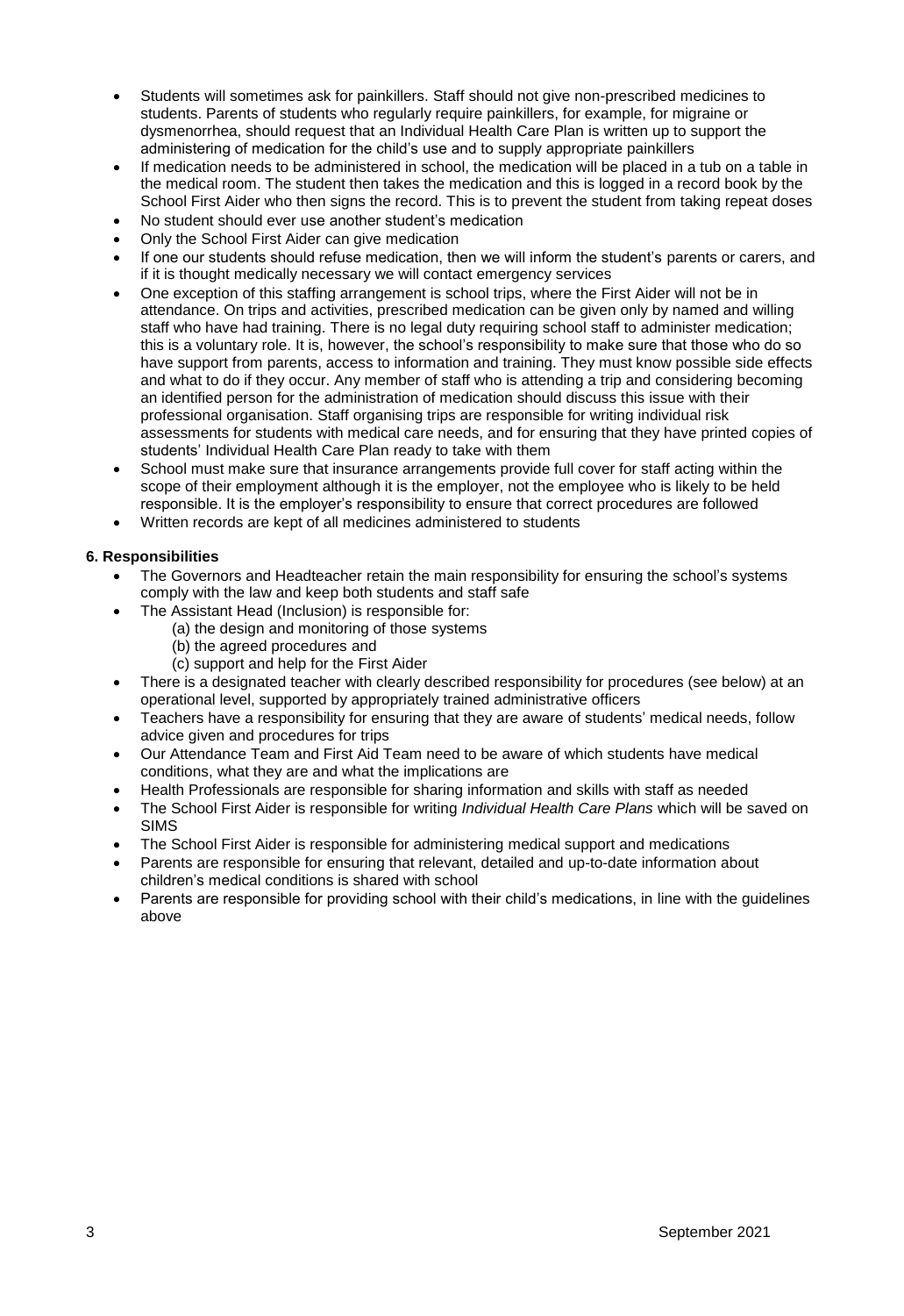- Students will sometimes ask for painkillers. Staff should not give non-prescribed medicines to students. Parents of students who regularly require painkillers, for example, for migraine or dysmenorrhea, should request that an Individual Health Care Plan is written up to support the administering of medication for the child's use and to supply appropriate painkillers
- If medication needs to be administered in school, the medication will be placed in a tub on a table in the medical room. The student then takes the medication and this is logged in a record book by the School First Aider who then signs the record. This is to prevent the student from taking repeat doses
- No student should ever use another student's medication
- Only the School First Aider can give medication
- If one our students should refuse medication, then we will inform the student's parents or carers, and if it is thought medically necessary we will contact emergency services
- One exception of this staffing arrangement is school trips, where the First Aider will not be in attendance. On trips and activities, prescribed medication can be given only by named and willing staff who have had training. There is no legal duty requiring school staff to administer medication; this is a voluntary role. It is, however, the school's responsibility to make sure that those who do so have support from parents, access to information and training. They must know possible side effects and what to do if they occur. Any member of staff who is attending a trip and considering becoming an identified person for the administration of medication should discuss this issue with their professional organisation. Staff organising trips are responsible for writing individual risk assessments for students with medical care needs, and for ensuring that they have printed copies of students' Individual Health Care Plan ready to take with them
- School must make sure that insurance arrangements provide full cover for staff acting within the scope of their employment although it is the employer, not the employee who is likely to be held responsible. It is the employer's responsibility to ensure that correct procedures are followed
- Written records are kept of all medicines administered to students

**6. Responsibilities**

- The Governors and Headteacher retain the main responsibility for ensuring the school's systems comply with the law and keep both students and staff safe
- The Assistant Head (Inclusion) is responsible for:
  - (a) the design and monitoring of those systems
  - (b) the agreed procedures and
  - (c) support and help for the First Aider
- There is a designated teacher with clearly described responsibility for procedures (see below) at an operational level, supported by appropriately trained administrative officers
- Teachers have a responsibility for ensuring that they are aware of students' medical needs, follow advice given and procedures for trips
- Our Attendance Team and First Aid Team need to be aware of which students have medical conditions, what they are and what the implications are
- Health Professionals are responsible for sharing information and skills with staff as needed
- The School First Aider is responsible for writing *Individual Health Care Plans* which will be saved on SIMS
- The School First Aider is responsible for administering medical support and medications
- Parents are responsible for ensuring that relevant, detailed and up-to-date information about children's medical conditions is shared with school
- Parents are responsible for providing school with their child's medications, in line with the guidelines above